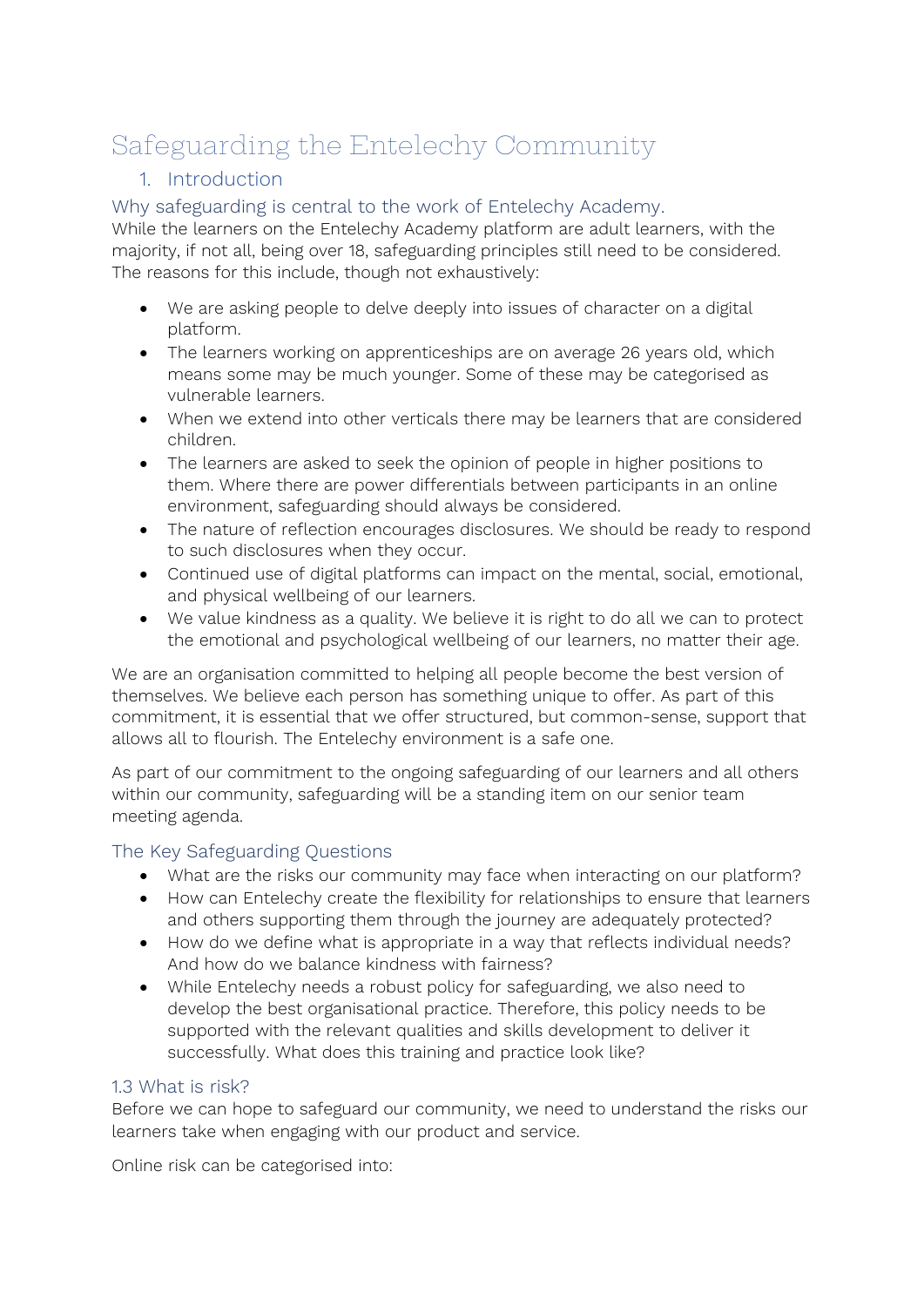# Safeguarding the Entelechy Community

## 1. Introduction

### Why safeguarding is central to the work of Entelechy Academy.

While the learners on the Entelechy Academy platform are adult learners, with the majority, if not all, being over 18, safeguarding principles still need to be considered. The reasons for this include, though not exhaustively:

- We are asking people to delve deeply into issues of character on a digital platform.
- The learners working on apprenticeships are on average 26 years old, which means some may be much younger. Some of these may be categorised as vulnerable learners.
- When we extend into other verticals there may be learners that are considered children.
- The learners are asked to seek the opinion of people in higher positions to them. Where there are power differentials between participants in an online environment, safeguarding should always be considered.
- The nature of reflection encourages disclosures. We should be ready to respond to such disclosures when they occur.
- Continued use of digital platforms can impact on the mental, social, emotional, and physical wellbeing of our learners.
- We value kindness as a quality. We believe it is right to do all we can to protect the emotional and psychological wellbeing of our learners, no matter their age.

We are an organisation committed to helping all people become the best version of themselves. We believe each person has something unique to offer. As part of this commitment, it is essential that we offer structured, but common-sense, support that allows all to flourish. The Entelechy environment is a safe one.

As part of our commitment to the ongoing safeguarding of our learners and all others within our community, safeguarding will be a standing item on our senior team meeting agenda.

### The Key Safeguarding Questions

- What are the risks our community may face when interacting on our platform?
- How can Entelechy create the flexibility for relationships to ensure that learners and others supporting them through the journey are adequately protected?
- How do we define what is appropriate in a way that reflects individual needs? And how do we balance kindness with fairness?
- While Entelechy needs a robust policy for safeguarding, we also need to develop the best organisational practice. Therefore, this policy needs to be supported with the relevant qualities and skills development to deliver it successfully. What does this training and practice look like?

### 1.3 What is risk?

Before we can hope to safeguard our community, we need to understand the risks our learners take when engaging with our product and service.

Online risk can be categorised into: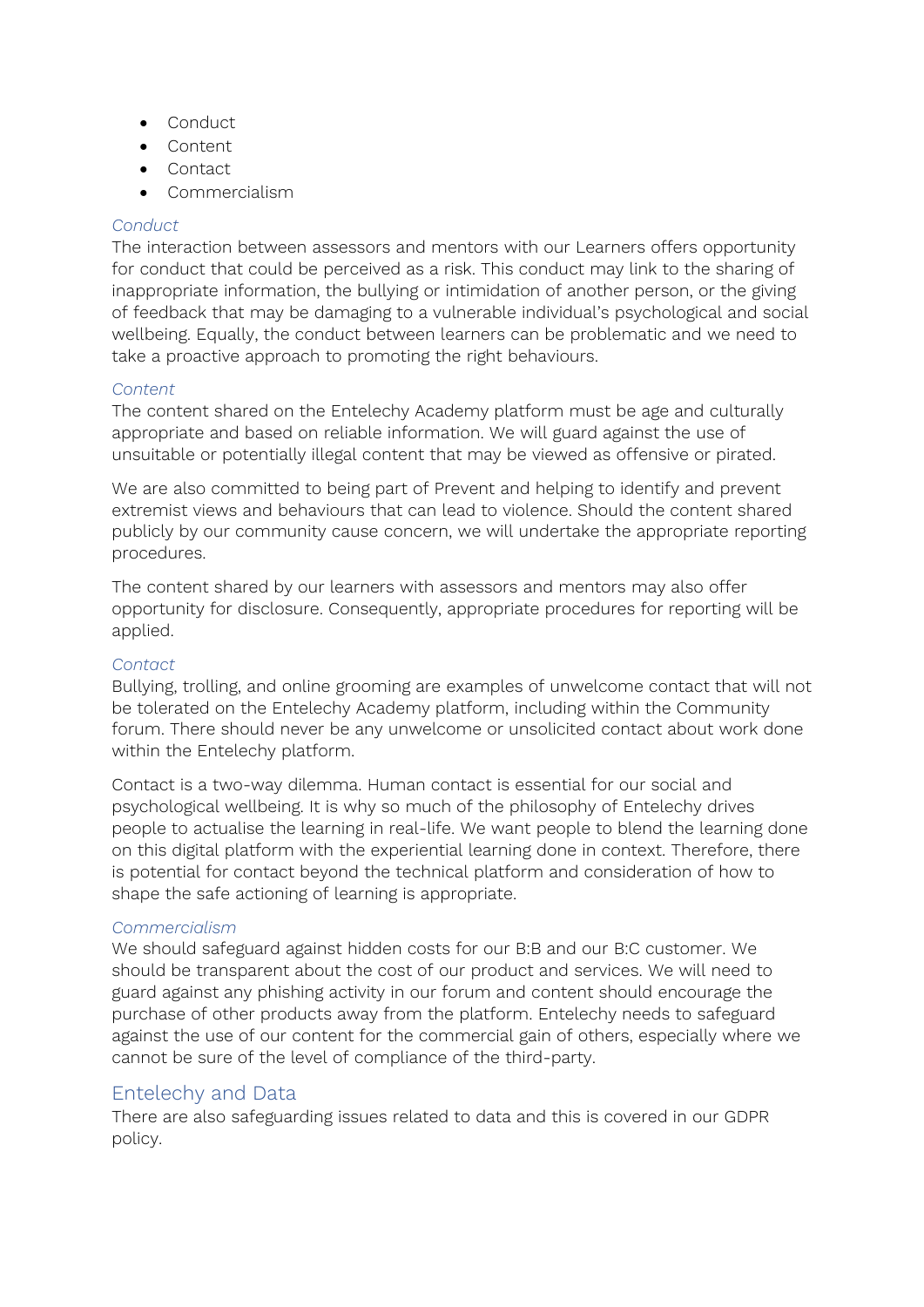- Conduct
- Content
- Contact
- Commercialism

### *Conduct*

The interaction between assessors and mentors with our Learners offers opportunity for conduct that could be perceived as a risk. This conduct may link to the sharing of inappropriate information, the bullying or intimidation of another person, or the giving of feedback that may be damaging to a vulnerable individual's psychological and social wellbeing. Equally, the conduct between learners can be problematic and we need to take a proactive approach to promoting the right behaviours.

### *Content*

The content shared on the Entelechy Academy platform must be age and culturally appropriate and based on reliable information. We will guard against the use of unsuitable or potentially illegal content that may be viewed as offensive or pirated.

We are also committed to being part of Prevent and helping to identify and prevent extremist views and behaviours that can lead to violence. Should the content shared publicly by our community cause concern, we will undertake the appropriate reporting procedures.

The content shared by our learners with assessors and mentors may also offer opportunity for disclosure. Consequently, appropriate procedures for reporting will be applied.

### *Contact*

Bullying, trolling, and online grooming are examples of unwelcome contact that will not be tolerated on the Entelechy Academy platform, including within the Community forum. There should never be any unwelcome or unsolicited contact about work done within the Entelechy platform.

Contact is a two-way dilemma. Human contact is essential for our social and psychological wellbeing. It is why so much of the philosophy of Entelechy drives people to actualise the learning in real-life. We want people to blend the learning done on this digital platform with the experiential learning done in context. Therefore, there is potential for contact beyond the technical platform and consideration of how to shape the safe actioning of learning is appropriate.

### *Commercialism*

We should safeguard against hidden costs for our B:B and our B:C customer. We should be transparent about the cost of our product and services. We will need to guard against any phishing activity in our forum and content should encourage the purchase of other products away from the platform. Entelechy needs to safeguard against the use of our content for the commercial gain of others, especially where we cannot be sure of the level of compliance of the third-party.

## Entelechy and Data

There are also safeguarding issues related to data and this is covered in our GDPR policy.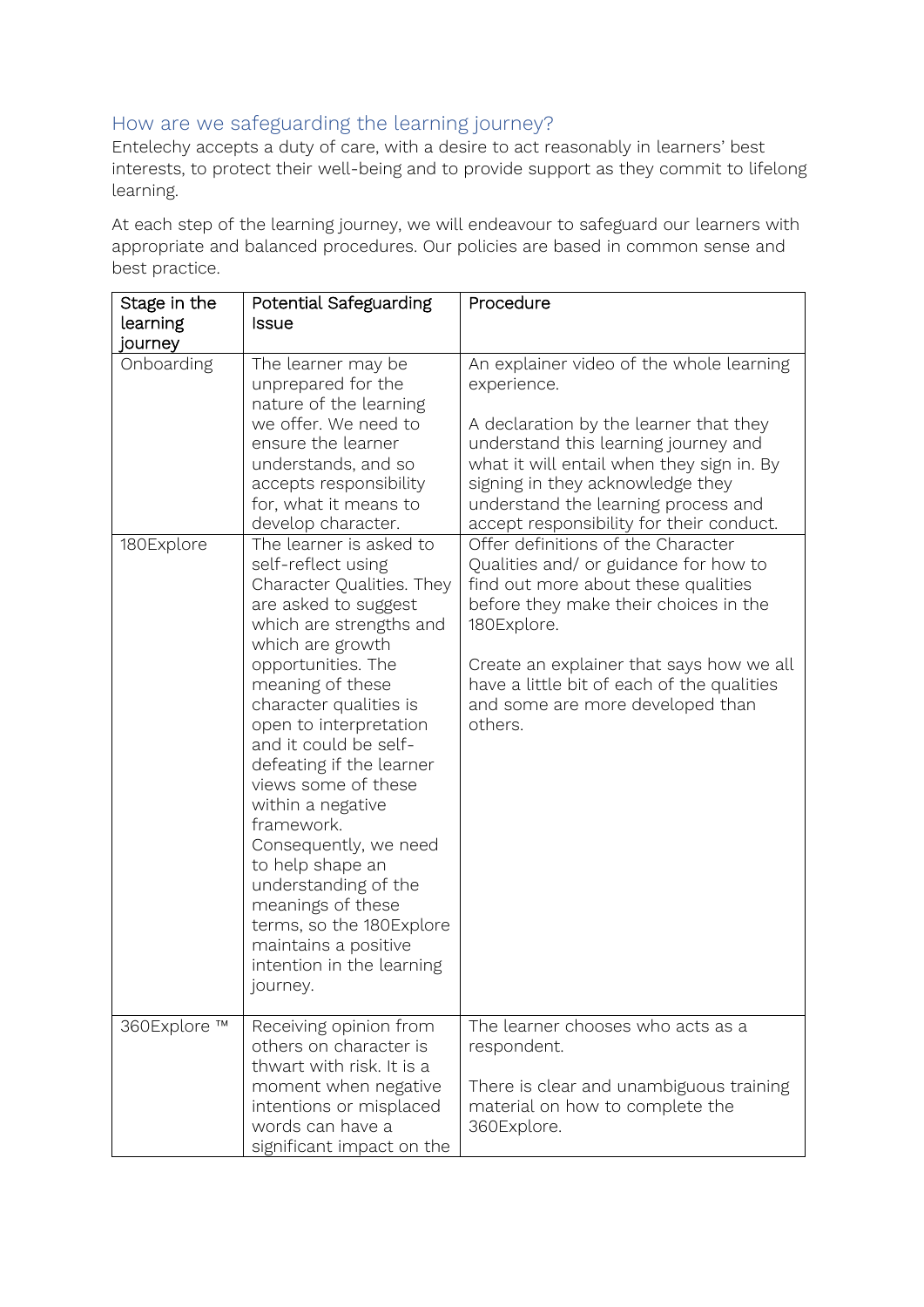## How are we safeguarding the learning journey?

Entelechy accepts a duty of care, with a desire to act reasonably in learners' best interests, to protect their well-being and to provide support as they commit to lifelong learning.

At each step of the learning journey, we will endeavour to safeguard our learners with appropriate and balanced procedures. Our policies are based in common sense and best practice.

| Stage in the learning journey | Potential Safeguarding Issue | Procedure |
|---|---|---|
| Onboarding | The learner may be unprepared for the nature of the learning we offer. We need to ensure the learner understands, and so accepts responsibility for, what it means to develop character. | An explainer video of the whole learning experience.<br><br>A declaration by the learner that they understand this learning journey and what it will entail when they sign in. By signing in they acknowledge they understand the learning process and accept responsibility for their conduct. |
| 180Explore | The learner is asked to self-reflect using Character Qualities. They are asked to suggest which are strengths and which are growth opportunities. The meaning of these character qualities is open to interpretation and it could be self-defeating if the learner views some of these within a negative framework. Consequently, we need to help shape an understanding of the meanings of these terms, so the 180Explore maintains a positive intention in the learning journey. | Offer definitions of the Character Qualities and/ or guidance for how to find out more about these qualities before they make their choices in the 180Explore.<br><br>Create an explainer that says how we all have a little bit of each of the qualities and some are more developed than others. |
| 360Explore ™ | Receiving opinion from others on character is thwart with risk. It is a moment when negative intentions or misplaced words can have a significant impact on the | The learner chooses who acts as a respondent.<br><br>There is clear and unambiguous training material on how to complete the 360Explore. |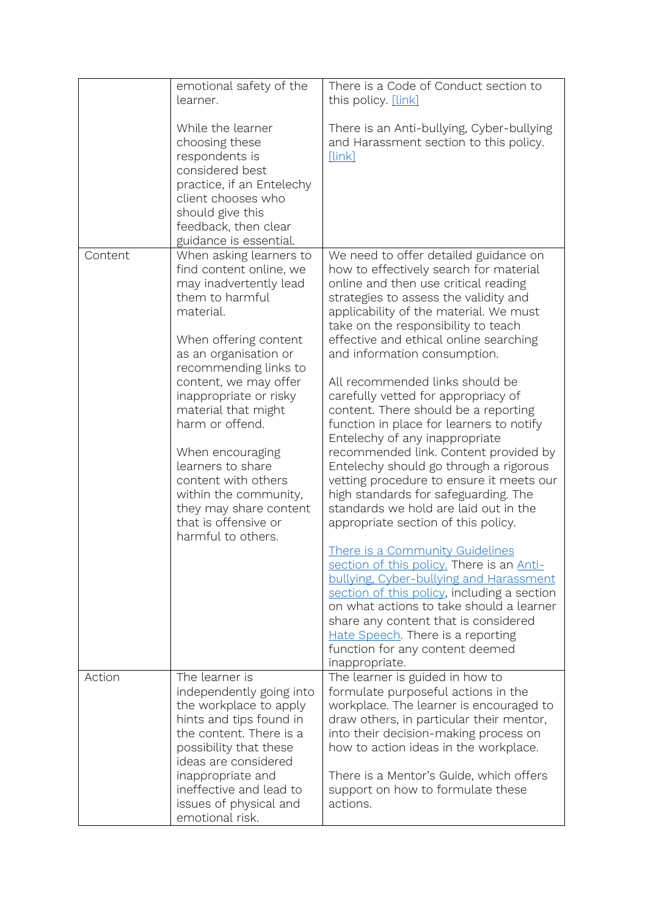| | | |
|---|---|---|
| | emotional safety of the learner.<br><br>While the learner choosing these respondents is considered best practice, if an Entelechy client chooses who should give this feedback, then clear guidance is essential. | There is a Code of Conduct section to this policy. [link]<br><br>There is an Anti-bullying, Cyber-bullying and Harassment section to this policy. [link] |
| Content | When asking learners to find content online, we may inadvertently lead them to harmful material.<br><br>When offering content as an organisation or recommending links to content, we may offer inappropriate or risky material that might harm or offend.<br><br>When encouraging learners to share content with others within the community, they may share content that is offensive or harmful to others. | We need to offer detailed guidance on how to effectively search for material online and then use critical reading strategies to assess the validity and applicability of the material. We must take on the responsibility to teach effective and ethical online searching and information consumption.<br><br>All recommended links should be carefully vetted for appropriacy of content. There should be a reporting function in place for learners to notify Entelechy of any inappropriate recommended link. Content provided by Entelechy should go through a rigorous vetting procedure to ensure it meets our high standards for safeguarding. The standards we hold are laid out in the appropriate section of this policy.<br><br>There is a Community Guidelines section of this policy. There is an Anti-bullying, Cyber-bullying and Harassment section of this policy, including a section on what actions to take should a learner share any content that is considered Hate Speech. There is a reporting function for any content deemed inappropriate. |
| Action | The learner is independently going into the workplace to apply hints and tips found in the content. There is a possibility that these ideas are considered inappropriate and ineffective and lead to issues of physical and emotional risk. | The learner is guided in how to formulate purposeful actions in the workplace. The learner is encouraged to draw others, in particular their mentor, into their decision-making process on how to action ideas in the workplace.<br><br>There is a Mentor's Guide, which offers support on how to formulate these actions. |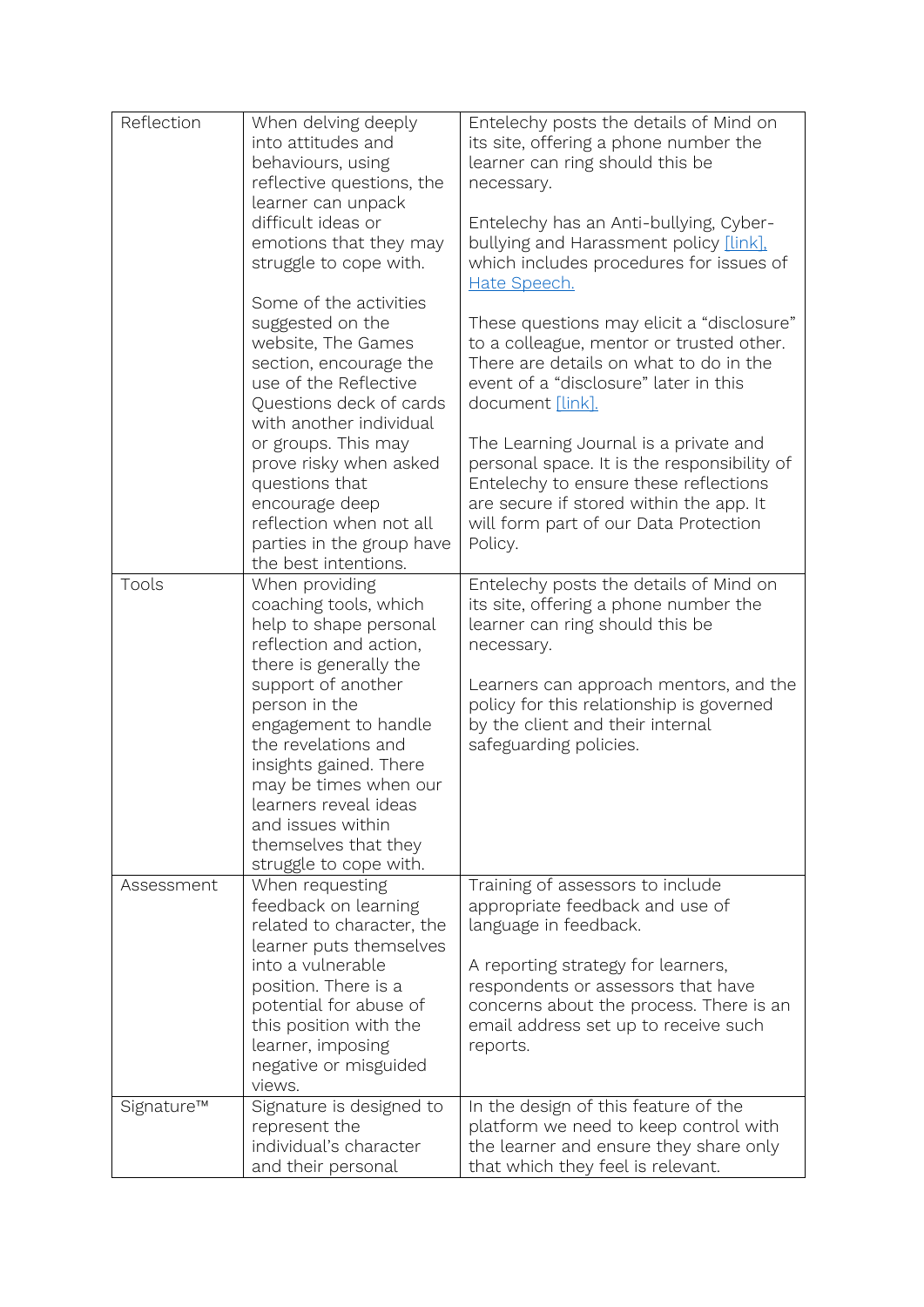| | | |
|---|---|---|
| Reflection | When delving deeply into attitudes and behaviours, using reflective questions, the learner can unpack difficult ideas or emotions that they may struggle to cope with.<br><br>Some of the activities suggested on the website, The Games section, encourage the use of the Reflective Questions deck of cards with another individual or groups. This may prove risky when asked questions that encourage deep reflection when not all parties in the group have the best intentions. | Entelechy posts the details of Mind on its site, offering a phone number the learner can ring should this be necessary.<br><br>Entelechy has an Anti-bullying, Cyber-bullying and Harassment policy [link], which includes procedures for issues of Hate Speech.<br><br>These questions may elicit a "disclosure" to a colleague, mentor or trusted other. There are details on what to do in the event of a "disclosure" later in this document [link].<br><br>The Learning Journal is a private and personal space. It is the responsibility of Entelechy to ensure these reflections are secure if stored within the app. It will form part of our Data Protection Policy. |
| Tools | When providing coaching tools, which help to shape personal reflection and action, there is generally the support of another person in the engagement to handle the revelations and insights gained. There may be times when our learners reveal ideas and issues within themselves that they struggle to cope with. | Entelechy posts the details of Mind on its site, offering a phone number the learner can ring should this be necessary.<br><br>Learners can approach mentors, and the policy for this relationship is governed by the client and their internal safeguarding policies. |
| Assessment | When requesting feedback on learning related to character, the learner puts themselves into a vulnerable position. There is a potential for abuse of this position with the learner, imposing negative or misguided views. | Training of assessors to include appropriate feedback and use of language in feedback.<br><br>A reporting strategy for learners, respondents or assessors that have concerns about the process. There is an email address set up to receive such reports. |
| Signature™ | Signature is designed to represent the individual's character and their personal | In the design of this feature of the platform we need to keep control with the learner and ensure they share only that which they feel is relevant. |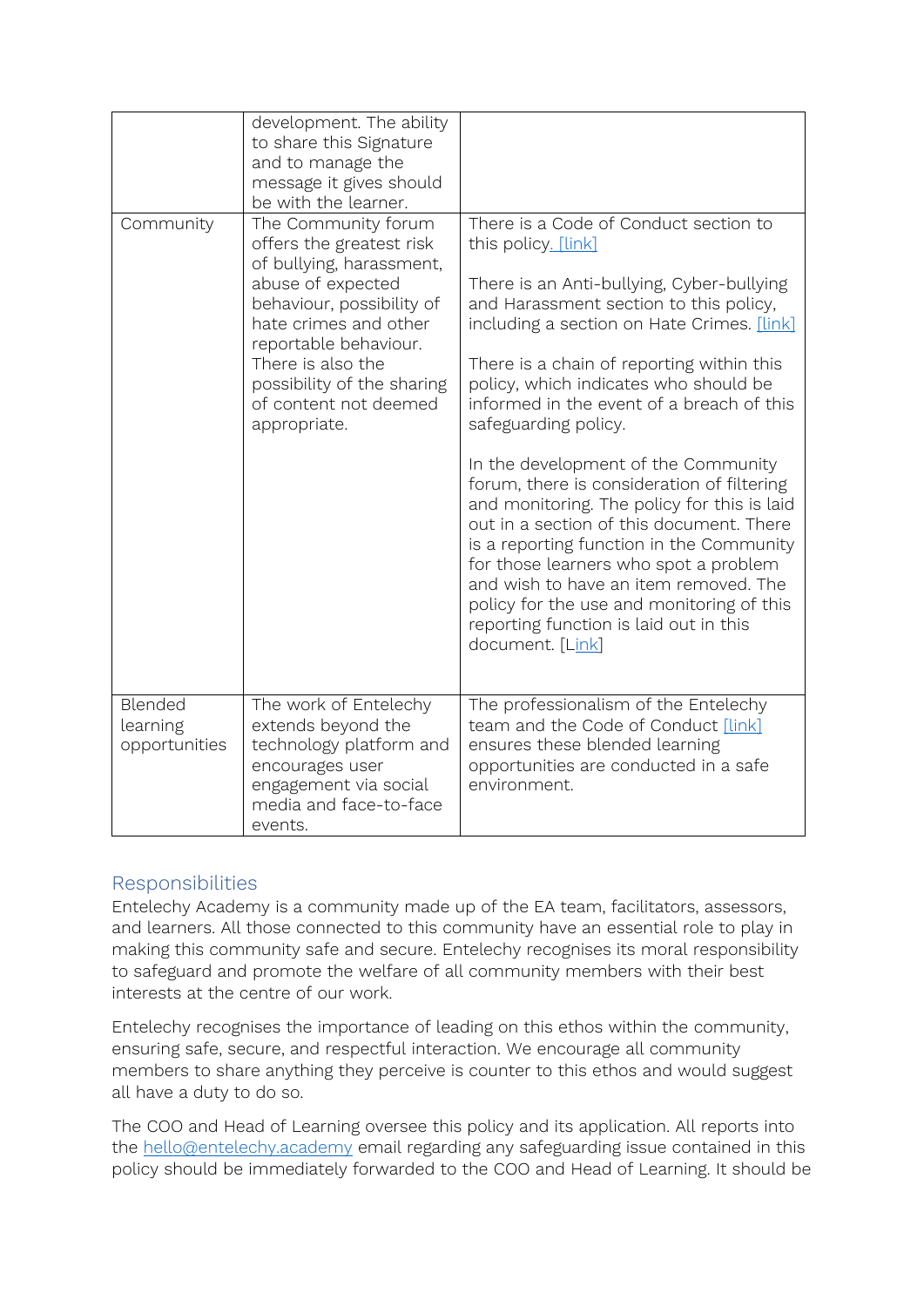| | | |
|---|---|---|
| | development. The ability to share this Signature and to manage the message it gives should be with the learner. | |
| Community | The Community forum offers the greatest risk of bullying, harassment, abuse of expected behaviour, possibility of hate crimes and other reportable behaviour. There is also the possibility of the sharing of content not deemed appropriate. | There is a Code of Conduct section to this policy. [link]<br><br>There is an Anti-bullying, Cyber-bullying and Harassment section to this policy, including a section on Hate Crimes. [link]<br><br>There is a chain of reporting within this policy, which indicates who should be informed in the event of a breach of this safeguarding policy.<br><br>In the development of the Community forum, there is consideration of filtering and monitoring. The policy for this is laid out in a section of this document. There is a reporting function in the Community for those learners who spot a problem and wish to have an item removed. The policy for the use and monitoring of this reporting function is laid out in this document. [Link] |
| Blended learning opportunities | The work of Entelechy extends beyond the technology platform and encourages user engagement via social media and face-to-face events. | The professionalism of the Entelechy team and the Code of Conduct [link] ensures these blended learning opportunities are conducted in a safe environment. |

## Responsibilities

Entelechy Academy is a community made up of the EA team, facilitators, assessors, and learners. All those connected to this community have an essential role to play in making this community safe and secure. Entelechy recognises its moral responsibility to safeguard and promote the welfare of all community members with their best interests at the centre of our work.

Entelechy recognises the importance of leading on this ethos within the community, ensuring safe, secure, and respectful interaction. We encourage all community members to share anything they perceive is counter to this ethos and would suggest all have a duty to do so.

The COO and Head of Learning oversee this policy and its application. All reports into the hello@entelechy.academy email regarding any safeguarding issue contained in this policy should be immediately forwarded to the COO and Head of Learning. It should be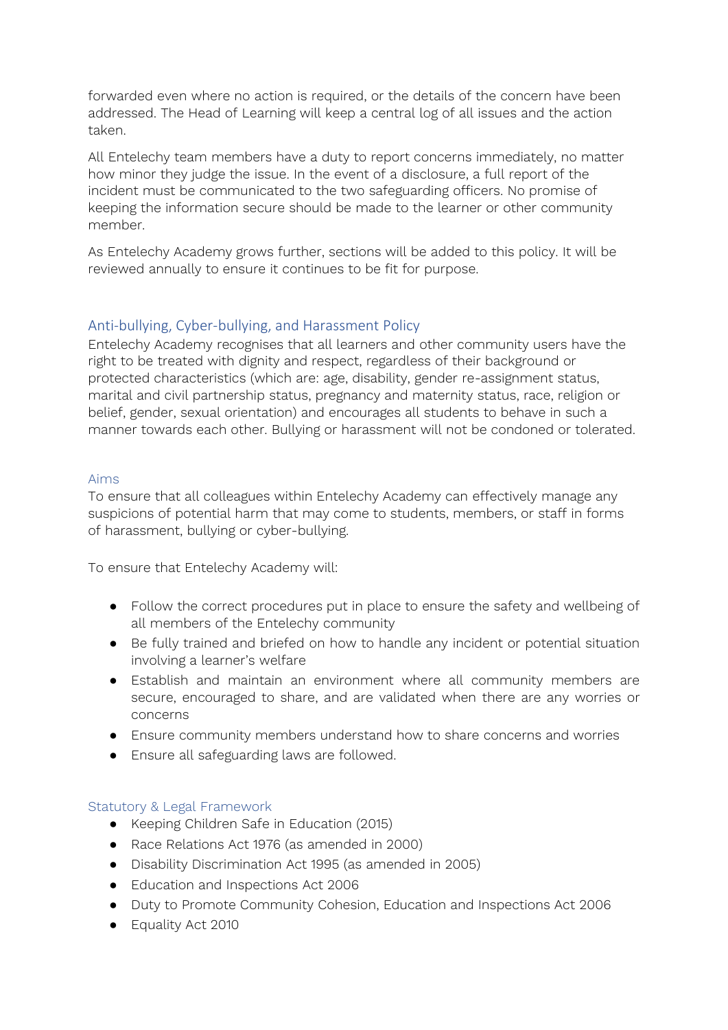forwarded even where no action is required, or the details of the concern have been addressed. The Head of Learning will keep a central log of all issues and the action taken.

All Entelechy team members have a duty to report concerns immediately, no matter how minor they judge the issue. In the event of a disclosure, a full report of the incident must be communicated to the two safeguarding officers. No promise of keeping the information secure should be made to the learner or other community member.

As Entelechy Academy grows further, sections will be added to this policy. It will be reviewed annually to ensure it continues to be fit for purpose.

## Anti-bullying, Cyber-bullying, and Harassment Policy

Entelechy Academy recognises that all learners and other community users have the right to be treated with dignity and respect, regardless of their background or protected characteristics (which are: age, disability, gender re-assignment status, marital and civil partnership status, pregnancy and maternity status, race, religion or belief, gender, sexual orientation) and encourages all students to behave in such a manner towards each other. Bullying or harassment will not be condoned or tolerated.

### Aims

To ensure that all colleagues within Entelechy Academy can effectively manage any suspicions of potential harm that may come to students, members, or staff in forms of harassment, bullying or cyber-bullying.

To ensure that Entelechy Academy will:

- Follow the correct procedures put in place to ensure the safety and wellbeing of all members of the Entelechy community
- Be fully trained and briefed on how to handle any incident or potential situation involving a learner's welfare
- Establish and maintain an environment where all community members are secure, encouraged to share, and are validated when there are any worries or concerns
- Ensure community members understand how to share concerns and worries
- Ensure all safeguarding laws are followed.

### Statutory & Legal Framework

- Keeping Children Safe in Education (2015)
- Race Relations Act 1976 (as amended in 2000)
- Disability Discrimination Act 1995 (as amended in 2005)
- Education and Inspections Act 2006
- Duty to Promote Community Cohesion, Education and Inspections Act 2006
- Equality Act 2010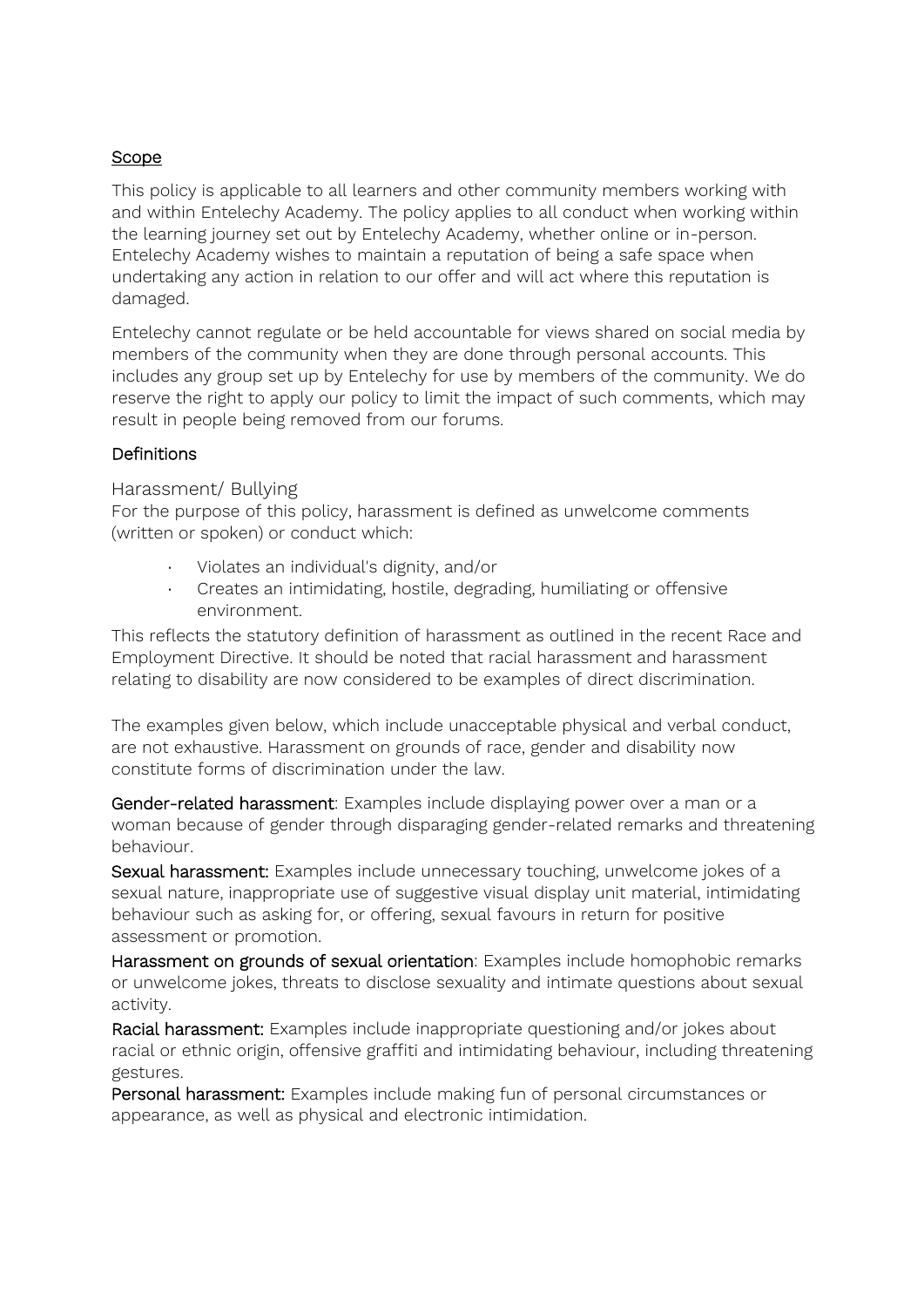## Scope

This policy is applicable to all learners and other community members working with and within Entelechy Academy. The policy applies to all conduct when working within the learning journey set out by Entelechy Academy, whether online or in-person. Entelechy Academy wishes to maintain a reputation of being a safe space when undertaking any action in relation to our offer and will act where this reputation is damaged.

Entelechy cannot regulate or be held accountable for views shared on social media by members of the community when they are done through personal accounts. This includes any group set up by Entelechy for use by members of the community. We do reserve the right to apply our policy to limit the impact of such comments, which may result in people being removed from our forums.

## Definitions

### Harassment/ Bullying

For the purpose of this policy, harassment is defined as unwelcome comments (written or spoken) or conduct which:

- Violates an individual's dignity, and/or
- Creates an intimidating, hostile, degrading, humiliating or offensive environment.

This reflects the statutory definition of harassment as outlined in the recent Race and Employment Directive. It should be noted that racial harassment and harassment relating to disability are now considered to be examples of direct discrimination.

The examples given below, which include unacceptable physical and verbal conduct, are not exhaustive. Harassment on grounds of race, gender and disability now constitute forms of discrimination under the law.

**Gender-related harassment**: Examples include displaying power over a man or a woman because of gender through disparaging gender-related remarks and threatening behaviour.

**Sexual harassment:** Examples include unnecessary touching, unwelcome jokes of a sexual nature, inappropriate use of suggestive visual display unit material, intimidating behaviour such as asking for, or offering, sexual favours in return for positive assessment or promotion.

**Harassment on grounds of sexual orientation**: Examples include homophobic remarks or unwelcome jokes, threats to disclose sexuality and intimate questions about sexual activity.

**Racial harassment:** Examples include inappropriate questioning and/or jokes about racial or ethnic origin, offensive graffiti and intimidating behaviour, including threatening gestures.

**Personal harassment:** Examples include making fun of personal circumstances or appearance, as well as physical and electronic intimidation.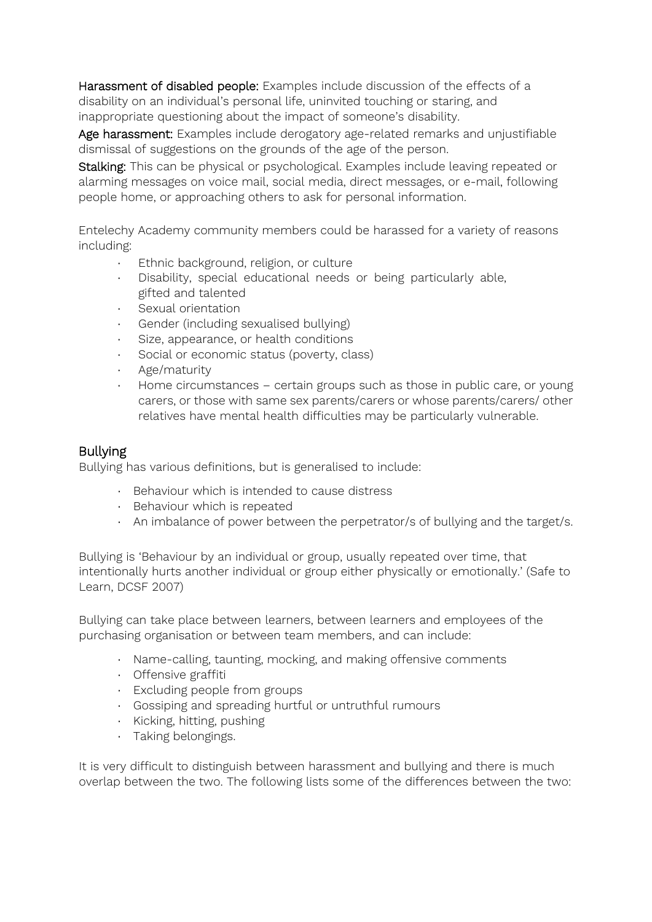**Harassment of disabled people:** Examples include discussion of the effects of a disability on an individual's personal life, uninvited touching or staring, and inappropriate questioning about the impact of someone's disability.

**Age harassment:** Examples include derogatory age-related remarks and unjustifiable dismissal of suggestions on the grounds of the age of the person.

**Stalking:** This can be physical or psychological. Examples include leaving repeated or alarming messages on voice mail, social media, direct messages, or e-mail, following people home, or approaching others to ask for personal information.

Entelechy Academy community members could be harassed for a variety of reasons including:

- Ethnic background, religion, or culture
- Disability, special educational needs or being particularly able, gifted and talented
- Sexual orientation
- Gender (including sexualised bullying)
- Size, appearance, or health conditions
- Social or economic status (poverty, class)
- Age/maturity
- Home circumstances – certain groups such as those in public care, or young carers, or those with same sex parents/carers or whose parents/carers/ other relatives have mental health difficulties may be particularly vulnerable.

## Bullying

Bullying has various definitions, but is generalised to include:

- Behaviour which is intended to cause distress
- Behaviour which is repeated
- An imbalance of power between the perpetrator/s of bullying and the target/s.

Bullying is 'Behaviour by an individual or group, usually repeated over time, that intentionally hurts another individual or group either physically or emotionally.' (Safe to Learn, DCSF 2007)

Bullying can take place between learners, between learners and employees of the purchasing organisation or between team members, and can include:

- Name-calling, taunting, mocking, and making offensive comments
- Offensive graffiti
- Excluding people from groups
- Gossiping and spreading hurtful or untruthful rumours
- Kicking, hitting, pushing
- Taking belongings.

It is very difficult to distinguish between harassment and bullying and there is much overlap between the two. The following lists some of the differences between the two: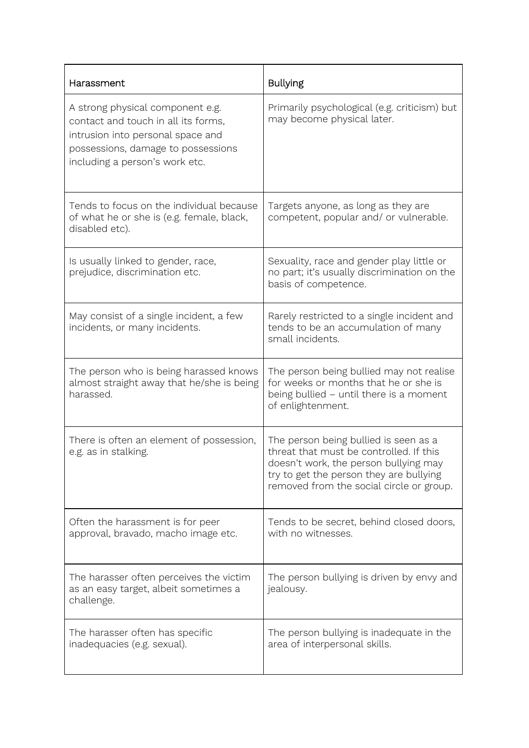| Harassment | Bullying |
| --- | --- |
| A strong physical component e.g. contact and touch in all its forms, intrusion into personal space and possessions, damage to possessions including a person's work etc. | Primarily psychological (e.g. criticism) but may become physical later. |
| Tends to focus on the individual because of what he or she is (e.g. female, black, disabled etc). | Targets anyone, as long as they are competent, popular and/ or vulnerable. |
| Is usually linked to gender, race, prejudice, discrimination etc. | Sexuality, race and gender play little or no part; it's usually discrimination on the basis of competence. |
| May consist of a single incident, a few incidents, or many incidents. | Rarely restricted to a single incident and tends to be an accumulation of many small incidents. |
| The person who is being harassed knows almost straight away that he/she is being harassed. | The person being bullied may not realise for weeks or months that he or she is being bullied – until there is a moment of enlightenment. |
| There is often an element of possession, e.g. as in stalking. | The person being bullied is seen as a threat that must be controlled. If this doesn't work, the person bullying may try to get the person they are bullying removed from the social circle or group. |
| Often the harassment is for peer approval, bravado, macho image etc. | Tends to be secret, behind closed doors, with no witnesses. |
| The harasser often perceives the victim as an easy target, albeit sometimes a challenge. | The person bullying is driven by envy and jealousy. |
| The harasser often has specific inadequacies (e.g. sexual). | The person bullying is inadequate in the area of interpersonal skills. |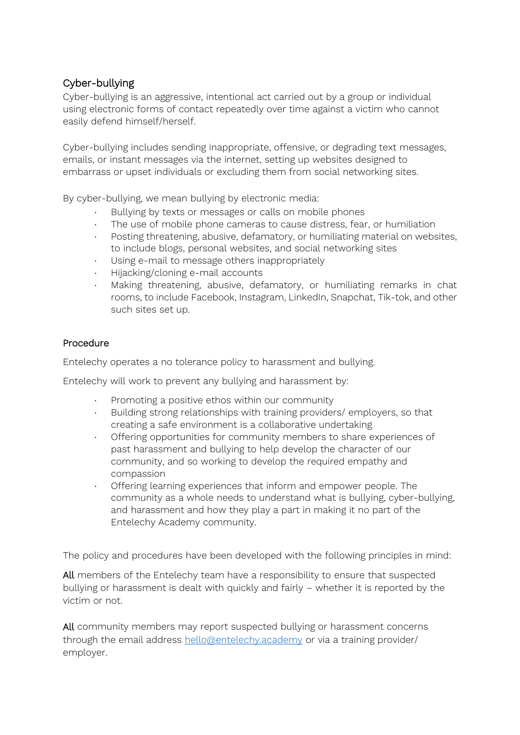## Cyber-bullying

Cyber-bullying is an aggressive, intentional act carried out by a group or individual using electronic forms of contact repeatedly over time against a victim who cannot easily defend himself/herself.

Cyber-bullying includes sending inappropriate, offensive, or degrading text messages, emails, or instant messages via the internet, setting up websites designed to embarrass or upset individuals or excluding them from social networking sites.

By cyber-bullying, we mean bullying by electronic media:

- Bullying by texts or messages or calls on mobile phones
- The use of mobile phone cameras to cause distress, fear, or humiliation
- Posting threatening, abusive, defamatory, or humiliating material on websites, to include blogs, personal websites, and social networking sites
- Using e-mail to message others inappropriately
- Hijacking/cloning e-mail accounts
- Making threatening, abusive, defamatory, or humiliating remarks in chat rooms, to include Facebook, Instagram, LinkedIn, Snapchat, Tik-tok, and other such sites set up.

## Procedure

Entelechy operates a no tolerance policy to harassment and bullying.

Entelechy will work to prevent any bullying and harassment by:

- Promoting a positive ethos within our community
- Building strong relationships with training providers/ employers, so that creating a safe environment is a collaborative undertaking
- Offering opportunities for community members to share experiences of past harassment and bullying to help develop the character of our community, and so working to develop the required empathy and compassion
- Offering learning experiences that inform and empower people. The community as a whole needs to understand what is bullying, cyber-bullying, and harassment and how they play a part in making it no part of the Entelechy Academy community.

The policy and procedures have been developed with the following principles in mind:

**All** members of the Entelechy team have a responsibility to ensure that suspected bullying or harassment is dealt with quickly and fairly – whether it is reported by the victim or not.

**All** community members may report suspected bullying or harassment concerns through the email address [hello@entelechy.academy](mailto:hello@entelechy.academy) or via a training provider/ employer.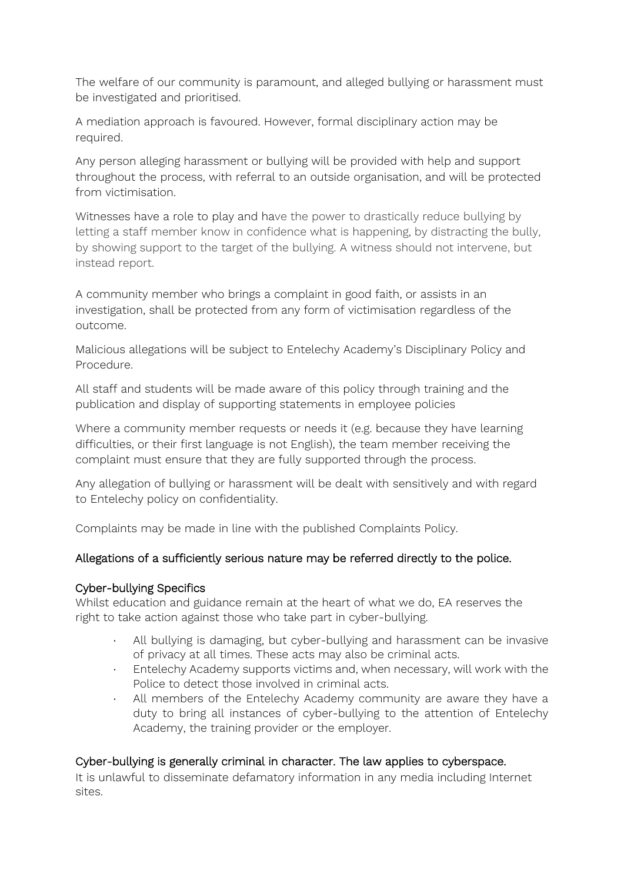The welfare of our community is paramount, and alleged bullying or harassment must be investigated and prioritised.

A mediation approach is favoured. However, formal disciplinary action may be required.

Any person alleging harassment or bullying will be provided with help and support throughout the process, with referral to an outside organisation, and will be protected from victimisation.

Witnesses have a role to play and have the power to drastically reduce bullying by letting a staff member know in confidence what is happening, by distracting the bully, by showing support to the target of the bullying. A witness should not intervene, but instead report.

A community member who brings a complaint in good faith, or assists in an investigation, shall be protected from any form of victimisation regardless of the outcome.

Malicious allegations will be subject to Entelechy Academy's Disciplinary Policy and Procedure.

All staff and students will be made aware of this policy through training and the publication and display of supporting statements in employee policies

Where a community member requests or needs it (e.g. because they have learning difficulties, or their first language is not English), the team member receiving the complaint must ensure that they are fully supported through the process.

Any allegation of bullying or harassment will be dealt with sensitively and with regard to Entelechy policy on confidentiality.

Complaints may be made in line with the published Complaints Policy.

Allegations of a sufficiently serious nature may be referred directly to the police.

### Cyber-bullying Specifics

Whilst education and guidance remain at the heart of what we do, EA reserves the right to take action against those who take part in cyber-bullying.

- All bullying is damaging, but cyber-bullying and harassment can be invasive of privacy at all times. These acts may also be criminal acts.
- Entelechy Academy supports victims and, when necessary, will work with the Police to detect those involved in criminal acts.
- All members of the Entelechy Academy community are aware they have a duty to bring all instances of cyber-bullying to the attention of Entelechy Academy, the training provider or the employer.

### Cyber-bullying is generally criminal in character. The law applies to cyberspace.

It is unlawful to disseminate defamatory information in any media including Internet sites.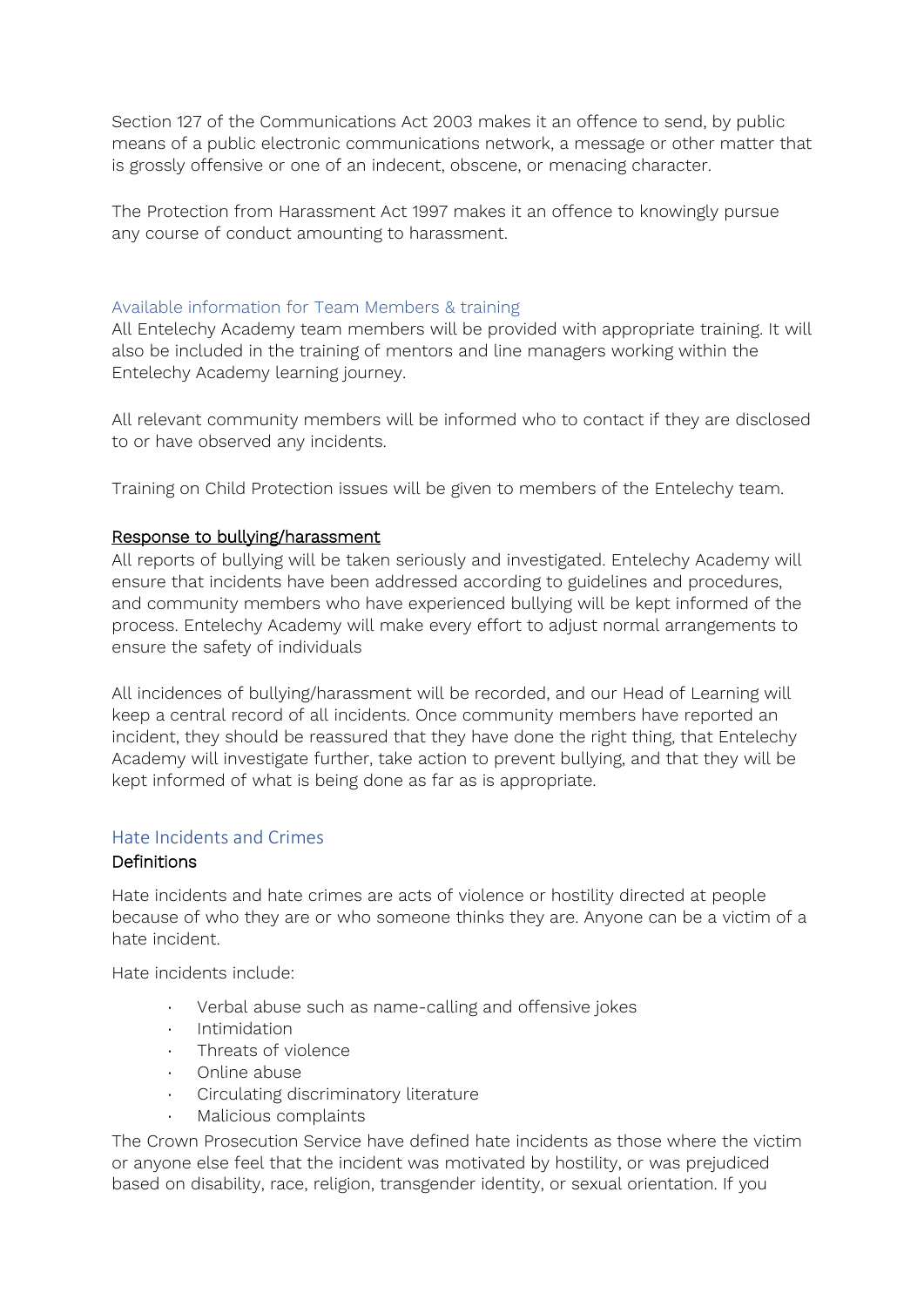Section 127 of the Communications Act 2003 makes it an offence to send, by public means of a public electronic communications network, a message or other matter that is grossly offensive or one of an indecent, obscene, or menacing character.

The Protection from Harassment Act 1997 makes it an offence to knowingly pursue any course of conduct amounting to harassment.

### Available information for Team Members & training

All Entelechy Academy team members will be provided with appropriate training. It will also be included in the training of mentors and line managers working within the Entelechy Academy learning journey.

All relevant community members will be informed who to contact if they are disclosed to or have observed any incidents.

Training on Child Protection issues will be given to members of the Entelechy team.

### Response to bullying/harassment

All reports of bullying will be taken seriously and investigated. Entelechy Academy will ensure that incidents have been addressed according to guidelines and procedures, and community members who have experienced bullying will be kept informed of the process. Entelechy Academy will make every effort to adjust normal arrangements to ensure the safety of individuals

All incidences of bullying/harassment will be recorded, and our Head of Learning will keep a central record of all incidents. Once community members have reported an incident, they should be reassured that they have done the right thing, that Entelechy Academy will investigate further, take action to prevent bullying, and that they will be kept informed of what is being done as far as is appropriate.

## Hate Incidents and Crimes

### Definitions

Hate incidents and hate crimes are acts of violence or hostility directed at people because of who they are or who someone thinks they are. Anyone can be a victim of a hate incident.

Hate incidents include:

- Verbal abuse such as name-calling and offensive jokes
- Intimidation
- Threats of violence
- Online abuse
- Circulating discriminatory literature
- Malicious complaints

The Crown Prosecution Service have defined hate incidents as those where the victim or anyone else feel that the incident was motivated by hostility, or was prejudiced based on disability, race, religion, transgender identity, or sexual orientation. If you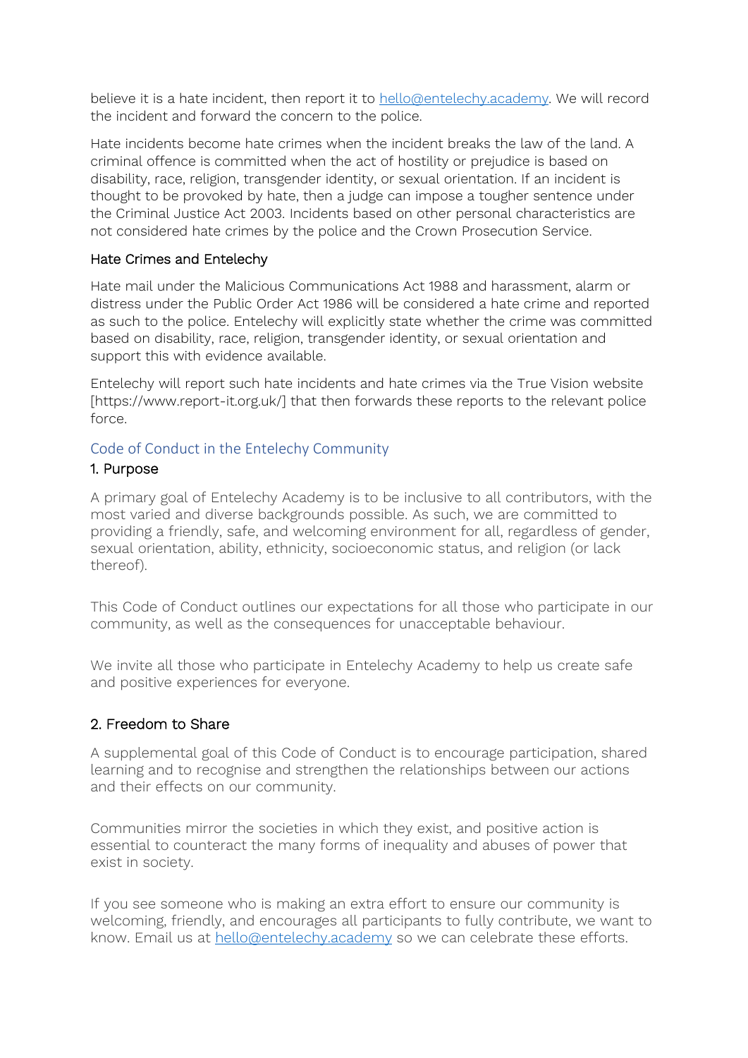believe it is a hate incident, then report it to hello@entelechy.academy. We will record the incident and forward the concern to the police.

Hate incidents become hate crimes when the incident breaks the law of the land. A criminal offence is committed when the act of hostility or prejudice is based on disability, race, religion, transgender identity, or sexual orientation. If an incident is thought to be provoked by hate, then a judge can impose a tougher sentence under the Criminal Justice Act 2003. Incidents based on other personal characteristics are not considered hate crimes by the police and the Crown Prosecution Service.

### Hate Crimes and Entelechy

Hate mail under the Malicious Communications Act 1988 and harassment, alarm or distress under the Public Order Act 1986 will be considered a hate crime and reported as such to the police. Entelechy will explicitly state whether the crime was committed based on disability, race, religion, transgender identity, or sexual orientation and support this with evidence available.

Entelechy will report such hate incidents and hate crimes via the True Vision website [https://www.report-it.org.uk/] that then forwards these reports to the relevant police force.

## Code of Conduct in the Entelechy Community

### 1. Purpose

A primary goal of Entelechy Academy is to be inclusive to all contributors, with the most varied and diverse backgrounds possible. As such, we are committed to providing a friendly, safe, and welcoming environment for all, regardless of gender, sexual orientation, ability, ethnicity, socioeconomic status, and religion (or lack thereof).

This Code of Conduct outlines our expectations for all those who participate in our community, as well as the consequences for unacceptable behaviour.

We invite all those who participate in Entelechy Academy to help us create safe and positive experiences for everyone.

### 2. Freedom to Share

A supplemental goal of this Code of Conduct is to encourage participation, shared learning and to recognise and strengthen the relationships between our actions and their effects on our community.

Communities mirror the societies in which they exist, and positive action is essential to counteract the many forms of inequality and abuses of power that exist in society.

If you see someone who is making an extra effort to ensure our community is welcoming, friendly, and encourages all participants to fully contribute, we want to know. Email us at hello@entelechy.academy so we can celebrate these efforts.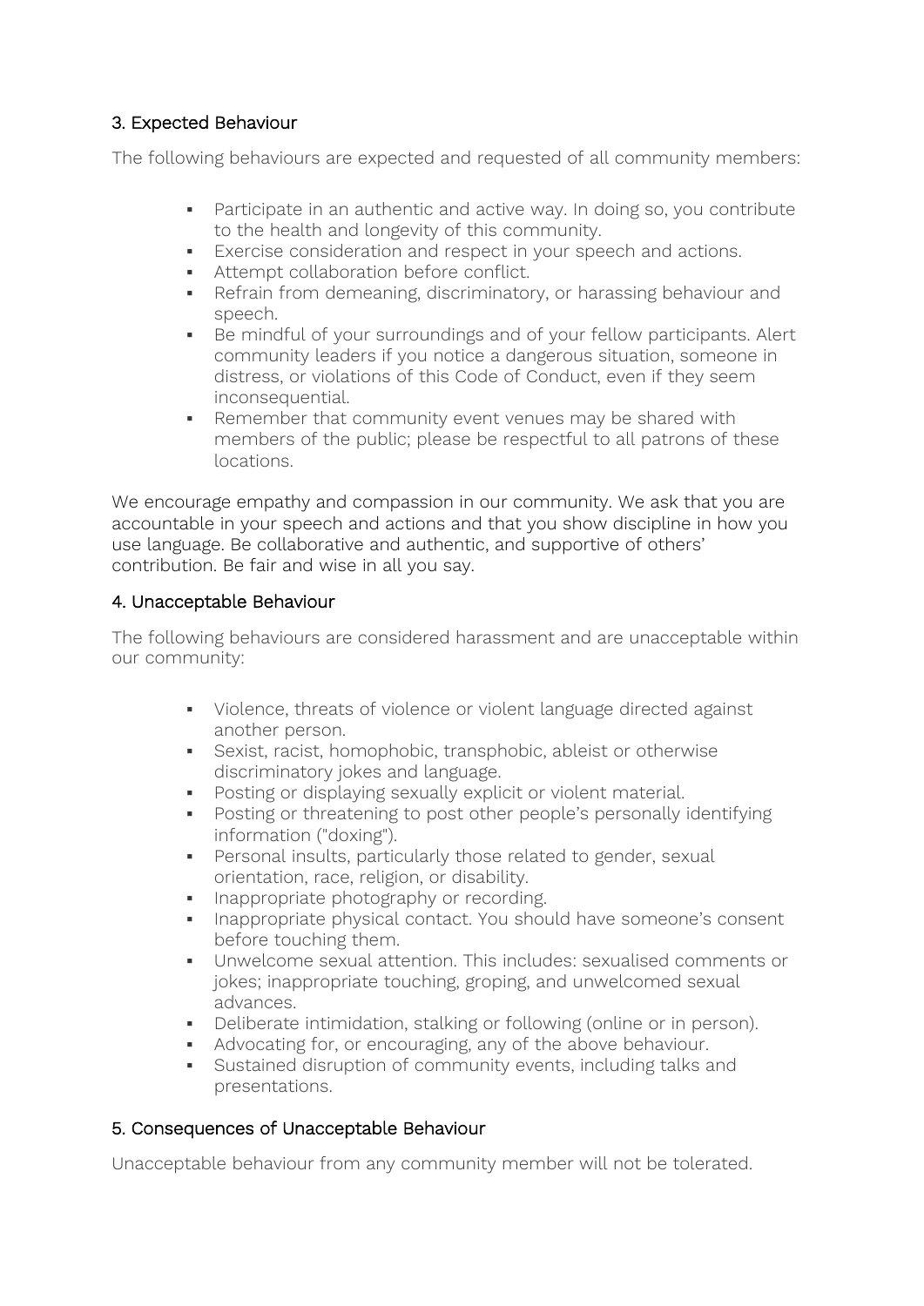## 3. Expected Behaviour

The following behaviours are expected and requested of all community members:

- Participate in an authentic and active way. In doing so, you contribute to the health and longevity of this community.
- Exercise consideration and respect in your speech and actions.
- Attempt collaboration before conflict.
- Refrain from demeaning, discriminatory, or harassing behaviour and speech.
- Be mindful of your surroundings and of your fellow participants. Alert community leaders if you notice a dangerous situation, someone in distress, or violations of this Code of Conduct, even if they seem inconsequential.
- Remember that community event venues may be shared with members of the public; please be respectful to all patrons of these locations.

We encourage empathy and compassion in our community. We ask that you are accountable in your speech and actions and that you show discipline in how you use language. Be collaborative and authentic, and supportive of others' contribution. Be fair and wise in all you say.

## 4. Unacceptable Behaviour

The following behaviours are considered harassment and are unacceptable within our community:

- Violence, threats of violence or violent language directed against another person.
- Sexist, racist, homophobic, transphobic, ableist or otherwise discriminatory jokes and language.
- Posting or displaying sexually explicit or violent material.
- Posting or threatening to post other people's personally identifying information ("doxing").
- Personal insults, particularly those related to gender, sexual orientation, race, religion, or disability.
- Inappropriate photography or recording.
- Inappropriate physical contact. You should have someone's consent before touching them.
- Unwelcome sexual attention. This includes: sexualised comments or jokes; inappropriate touching, groping, and unwelcomed sexual advances.
- Deliberate intimidation, stalking or following (online or in person).
- Advocating for, or encouraging, any of the above behaviour.
- Sustained disruption of community events, including talks and presentations.

## 5. Consequences of Unacceptable Behaviour

Unacceptable behaviour from any community member will not be tolerated.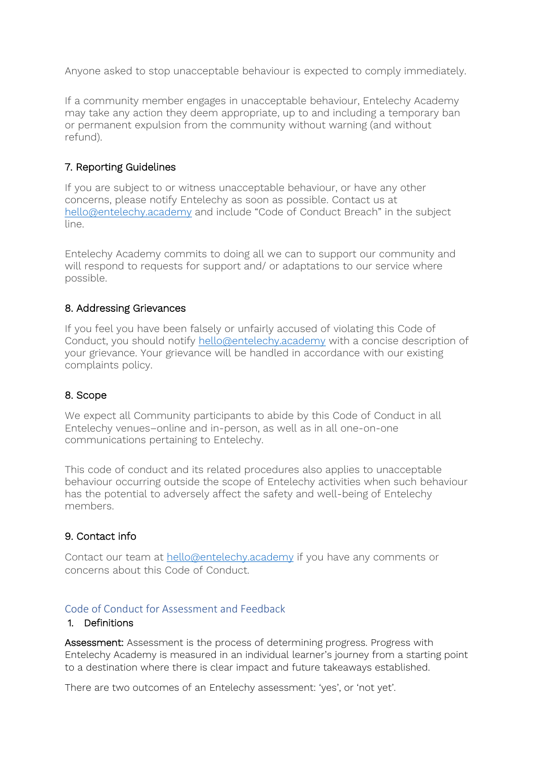Anyone asked to stop unacceptable behaviour is expected to comply immediately.

If a community member engages in unacceptable behaviour, Entelechy Academy may take any action they deem appropriate, up to and including a temporary ban or permanent expulsion from the community without warning (and without refund).

### 7. Reporting Guidelines

If you are subject to or witness unacceptable behaviour, or have any other concerns, please notify Entelechy as soon as possible. Contact us at [hello@entelechy.academy](mailto:hello@entelechy.academy) and include "Code of Conduct Breach" in the subject line.

Entelechy Academy commits to doing all we can to support our community and will respond to requests for support and/ or adaptations to our service where possible.

### 8. Addressing Grievances

If you feel you have been falsely or unfairly accused of violating this Code of Conduct, you should notify [hello@entelechy.academy](mailto:hello@entelechy.academy) with a concise description of your grievance. Your grievance will be handled in accordance with our existing complaints policy.

### 8. Scope

We expect all Community participants to abide by this Code of Conduct in all Entelechy venues–online and in-person, as well as in all one-on-one communications pertaining to Entelechy.

This code of conduct and its related procedures also applies to unacceptable behaviour occurring outside the scope of Entelechy activities when such behaviour has the potential to adversely affect the safety and well-being of Entelechy members.

### 9. Contact info

Contact our team at [hello@entelechy.academy](mailto:hello@entelechy.academy) if you have any comments or concerns about this Code of Conduct.

## Code of Conduct for Assessment and Feedback

### 1. Definitions

**Assessment:** Assessment is the process of determining progress. Progress with Entelechy Academy is measured in an individual learner's journey from a starting point to a destination where there is clear impact and future takeaways established.

There are two outcomes of an Entelechy assessment: 'yes', or 'not yet'.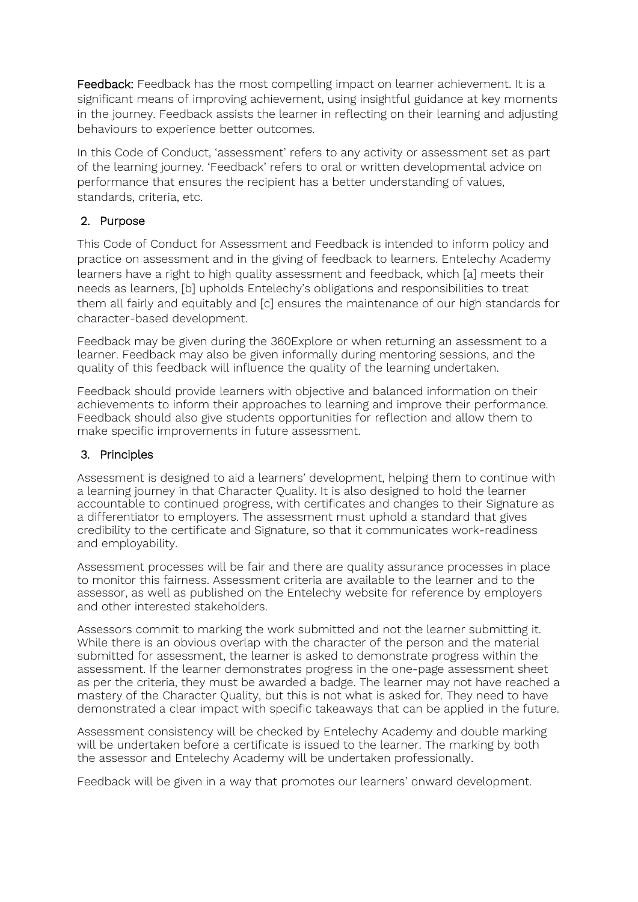**Feedback:** Feedback has the most compelling impact on learner achievement. It is a significant means of improving achievement, using insightful guidance at key moments in the journey. Feedback assists the learner in reflecting on their learning and adjusting behaviours to experience better outcomes.

In this Code of Conduct, 'assessment' refers to any activity or assessment set as part of the learning journey. 'Feedback' refers to oral or written developmental advice on performance that ensures the recipient has a better understanding of values, standards, criteria, etc.

## 2. Purpose

This Code of Conduct for Assessment and Feedback is intended to inform policy and practice on assessment and in the giving of feedback to learners. Entelechy Academy learners have a right to high quality assessment and feedback, which [a] meets their needs as learners, [b] upholds Entelechy's obligations and responsibilities to treat them all fairly and equitably and [c] ensures the maintenance of our high standards for character-based development.

Feedback may be given during the 360Explore or when returning an assessment to a learner. Feedback may also be given informally during mentoring sessions, and the quality of this feedback will influence the quality of the learning undertaken.

Feedback should provide learners with objective and balanced information on their achievements to inform their approaches to learning and improve their performance. Feedback should also give students opportunities for reflection and allow them to make specific improvements in future assessment.

## 3. Principles

Assessment is designed to aid a learners' development, helping them to continue with a learning journey in that Character Quality. It is also designed to hold the learner accountable to continued progress, with certificates and changes to their Signature as a differentiator to employers. The assessment must uphold a standard that gives credibility to the certificate and Signature, so that it communicates work-readiness and employability.

Assessment processes will be fair and there are quality assurance processes in place to monitor this fairness. Assessment criteria are available to the learner and to the assessor, as well as published on the Entelechy website for reference by employers and other interested stakeholders.

Assessors commit to marking the work submitted and not the learner submitting it. While there is an obvious overlap with the character of the person and the material submitted for assessment, the learner is asked to demonstrate progress within the assessment. If the learner demonstrates progress in the one-page assessment sheet as per the criteria, they must be awarded a badge. The learner may not have reached a mastery of the Character Quality, but this is not what is asked for. They need to have demonstrated a clear impact with specific takeaways that can be applied in the future.

Assessment consistency will be checked by Entelechy Academy and double marking will be undertaken before a certificate is issued to the learner. The marking by both the assessor and Entelechy Academy will be undertaken professionally.

Feedback will be given in a way that promotes our learners' onward development.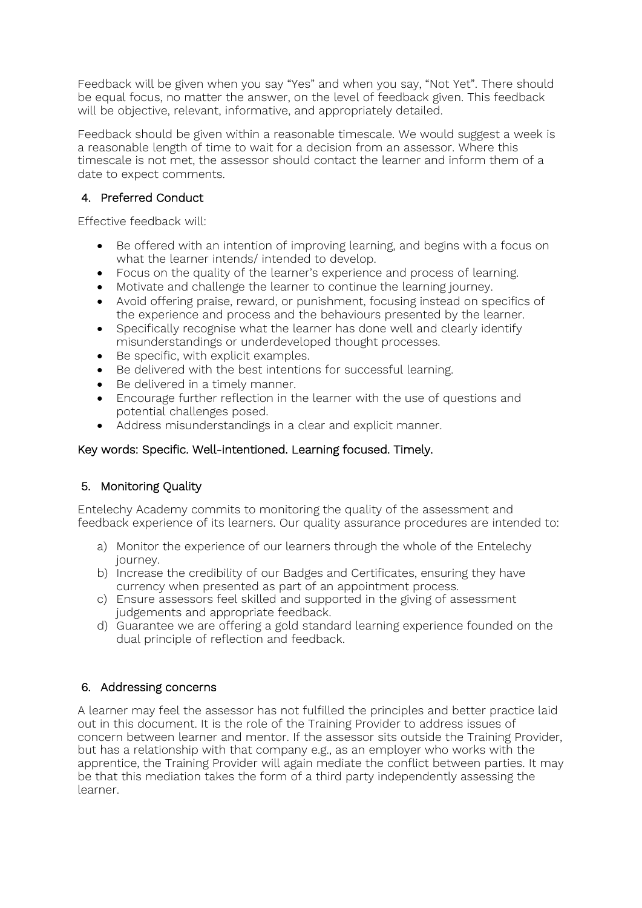Feedback will be given when you say "Yes" and when you say, "Not Yet". There should be equal focus, no matter the answer, on the level of feedback given. This feedback will be objective, relevant, informative, and appropriately detailed.

Feedback should be given within a reasonable timescale. We would suggest a week is a reasonable length of time to wait for a decision from an assessor. Where this timescale is not met, the assessor should contact the learner and inform them of a date to expect comments.

## 4. Preferred Conduct

Effective feedback will:

- Be offered with an intention of improving learning, and begins with a focus on what the learner intends/ intended to develop.
- Focus on the quality of the learner's experience and process of learning.
- Motivate and challenge the learner to continue the learning journey.
- Avoid offering praise, reward, or punishment, focusing instead on specifics of the experience and process and the behaviours presented by the learner.
- Specifically recognise what the learner has done well and clearly identify misunderstandings or underdeveloped thought processes.
- Be specific, with explicit examples.
- Be delivered with the best intentions for successful learning.
- Be delivered in a timely manner.
- Encourage further reflection in the learner with the use of questions and potential challenges posed.
- Address misunderstandings in a clear and explicit manner.

Key words: Specific. Well-intentioned. Learning focused. Timely.

## 5. Monitoring Quality

Entelechy Academy commits to monitoring the quality of the assessment and feedback experience of its learners. Our quality assurance procedures are intended to:

a) Monitor the experience of our learners through the whole of the Entelechy journey.
b) Increase the credibility of our Badges and Certificates, ensuring they have currency when presented as part of an appointment process.
c) Ensure assessors feel skilled and supported in the giving of assessment judgements and appropriate feedback.
d) Guarantee we are offering a gold standard learning experience founded on the dual principle of reflection and feedback.

## 6. Addressing concerns

A learner may feel the assessor has not fulfilled the principles and better practice laid out in this document. It is the role of the Training Provider to address issues of concern between learner and mentor. If the assessor sits outside the Training Provider, but has a relationship with that company e.g., as an employer who works with the apprentice, the Training Provider will again mediate the conflict between parties. It may be that this mediation takes the form of a third party independently assessing the learner.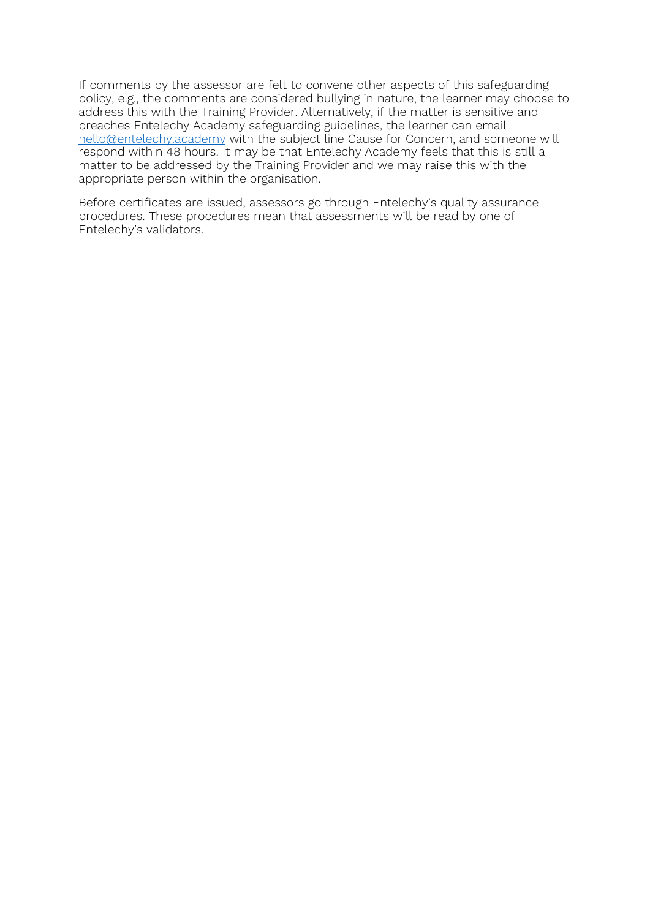If comments by the assessor are felt to convene other aspects of this safeguarding policy, e.g., the comments are considered bullying in nature, the learner may choose to address this with the Training Provider. Alternatively, if the matter is sensitive and breaches Entelechy Academy safeguarding guidelines, the learner can email [hello@entelechy.academy](mailto:hello@entelechy.academy) with the subject line Cause for Concern, and someone will respond within 48 hours. It may be that Entelechy Academy feels that this is still a matter to be addressed by the Training Provider and we may raise this with the appropriate person within the organisation.

Before certificates are issued, assessors go through Entelechy's quality assurance procedures. These procedures mean that assessments will be read by one of Entelechy's validators.